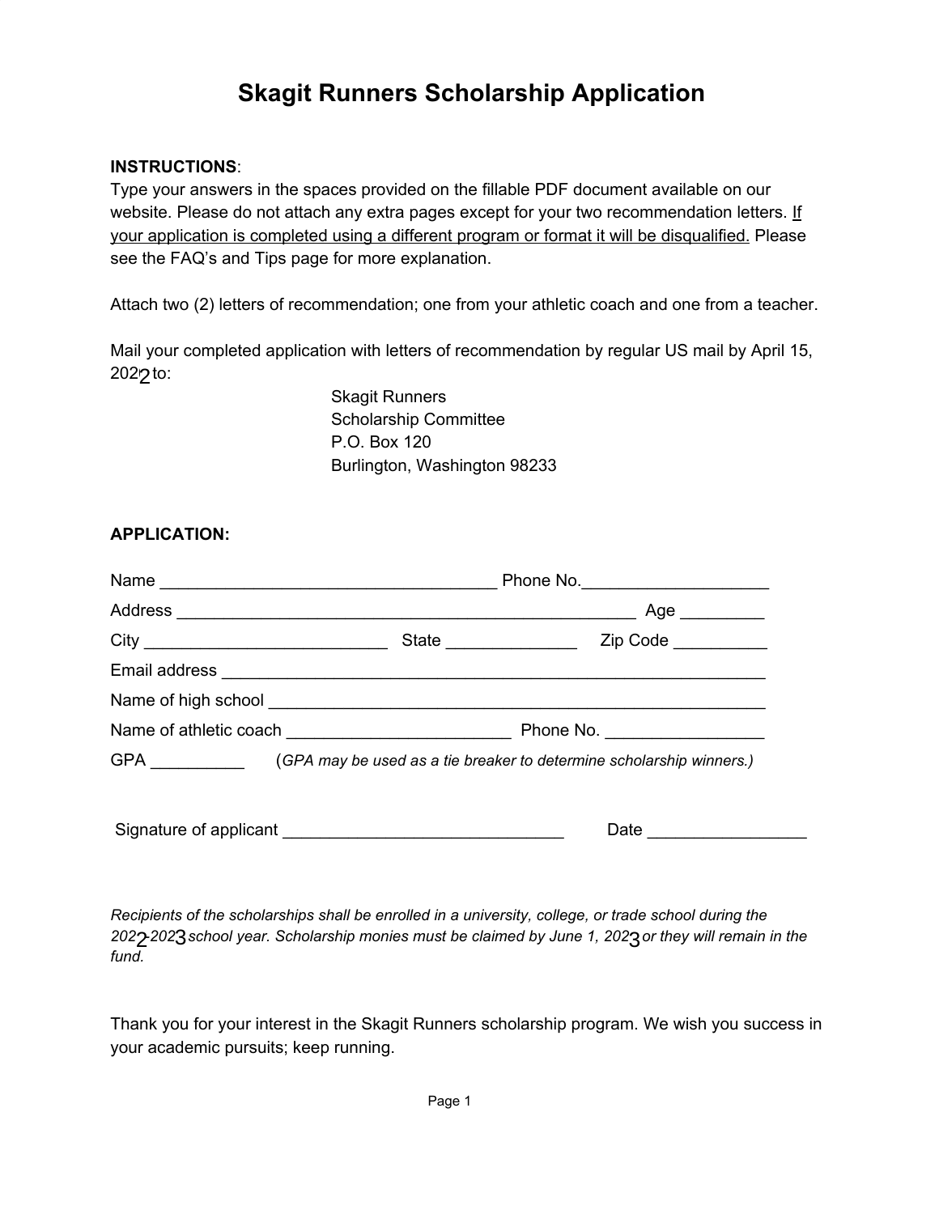# Skagit Runners Scholarship Application

**INSTRUCTIONS**:

Type your answers in the spaces provided on the fillable PDF document available on our website. Please do not attach any extra pages except for your two recommendation letters. <u>If your application is completed using a different program or format it will be disqualified.</u> Please see the FAQ's and Tips page for more explanation.

Attach two (2) letters of recommendation; one from your athletic coach and one from a teacher.

Mail your completed application with letters of recommendation by regular US mail by April 15, 2022 to:

Skagit Runners
Scholarship Committee
P.O. Box 120
Burlington, Washington 98233

**APPLICATION:**

Name ___________________________________ Phone No.___________________

Address ________________________________________________ Age _________

City _________________________ State _____________ Zip Code __________

Email address _________________________________________________________

Name of high school ____________________________________________________

Name of athletic coach _______________________ Phone No. ________________

GPA __________ (*GPA may be used as a tie breaker to determine scholarship winners.*)

Signature of applicant _____________________________ Date ________________

*Recipients of the scholarships shall be enrolled in a university, college, or trade school during the 2022-2023 school year. Scholarship monies must be claimed by June 1, 2023 or they will remain in the fund.*

Thank you for your interest in the Skagit Runners scholarship program. We wish you success in your academic pursuits; keep running.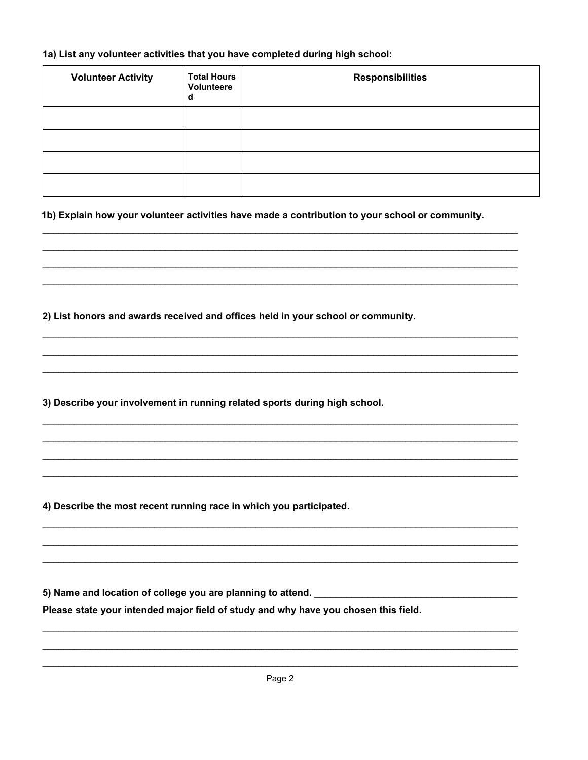**1a) List any volunteer activities that you have completed during high school:**

| Volunteer Activity | Total Hours Volunteered | Responsibilities |
|---|---|---|
| | | |
| | | |
| | | |
| | | |

**1b) Explain how your volunteer activities have made a contribution to your school or community.**

______________________________________________________________________________________

______________________________________________________________________________________

______________________________________________________________________________________

______________________________________________________________________________________

**2) List honors and awards received and offices held in your school or community.**

______________________________________________________________________________________

______________________________________________________________________________________

______________________________________________________________________________________

**3) Describe your involvement in running related sports during high school.**

______________________________________________________________________________________

______________________________________________________________________________________

______________________________________________________________________________________

______________________________________________________________________________________

**4) Describe the most recent running race in which you participated.**

______________________________________________________________________________________

______________________________________________________________________________________

______________________________________________________________________________________

**5) Name and location of college you are planning to attend.** ______________________________________

**Please state your intended major field of study and why have you chosen this field.**

______________________________________________________________________________________

______________________________________________________________________________________

______________________________________________________________________________________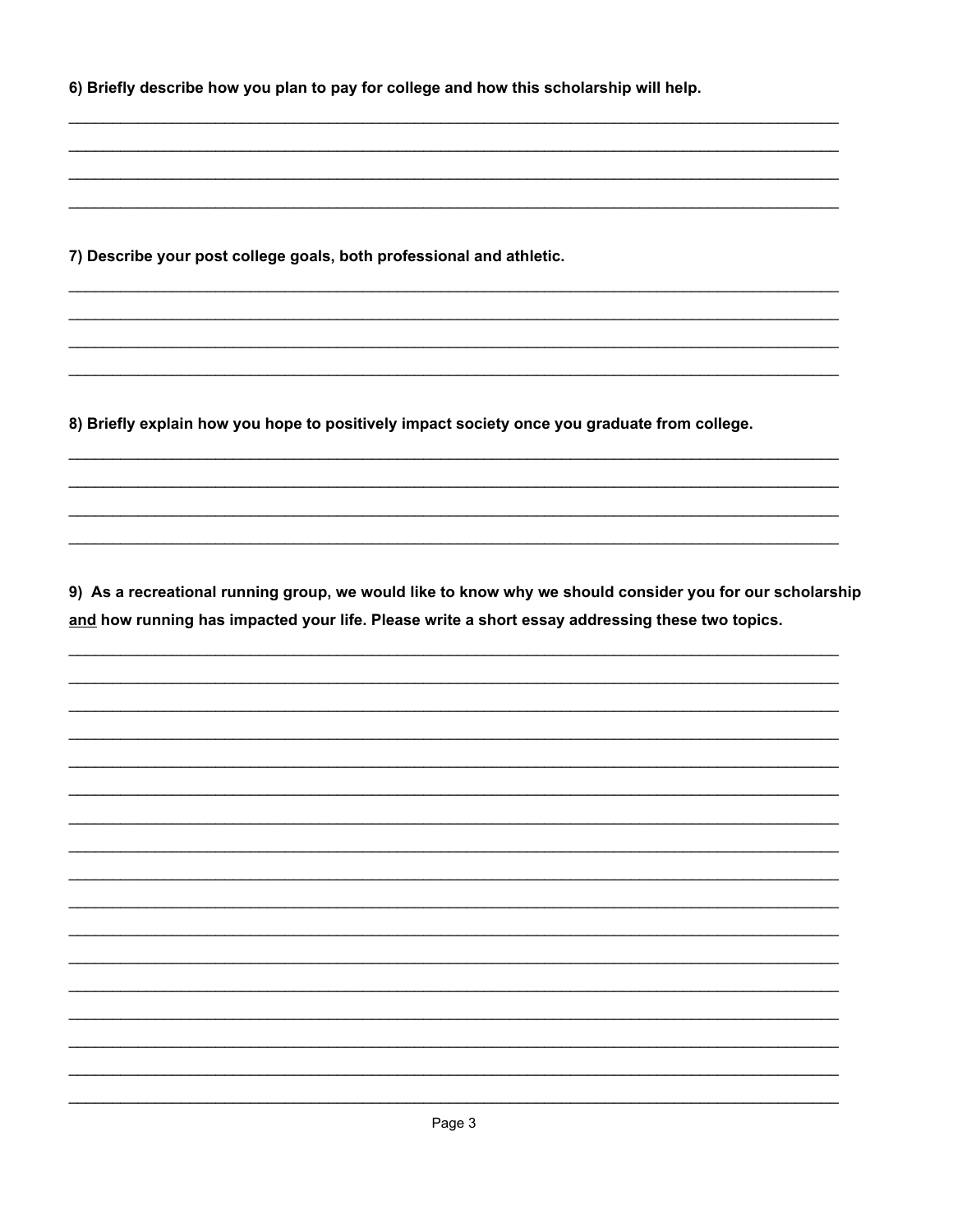**6) Briefly describe how you plan to pay for college and how this scholarship will help.**

______________________________________________________________________________

______________________________________________________________________________

______________________________________________________________________________

______________________________________________________________________________

**7) Describe your post college goals, both professional and athletic.**

______________________________________________________________________________

______________________________________________________________________________

______________________________________________________________________________

______________________________________________________________________________

**8) Briefly explain how you hope to positively impact society once you graduate from college.**

______________________________________________________________________________

______________________________________________________________________________

______________________________________________________________________________

______________________________________________________________________________

**9) As a recreational running group, we would like to know why we should consider you for our scholarship <u>and</u> how running has impacted your life. Please write a short essay addressing these two topics.**

______________________________________________________________________________

______________________________________________________________________________

______________________________________________________________________________

______________________________________________________________________________

______________________________________________________________________________

______________________________________________________________________________

______________________________________________________________________________

______________________________________________________________________________

______________________________________________________________________________

______________________________________________________________________________

______________________________________________________________________________

______________________________________________________________________________

______________________________________________________________________________

______________________________________________________________________________

______________________________________________________________________________

______________________________________________________________________________

______________________________________________________________________________